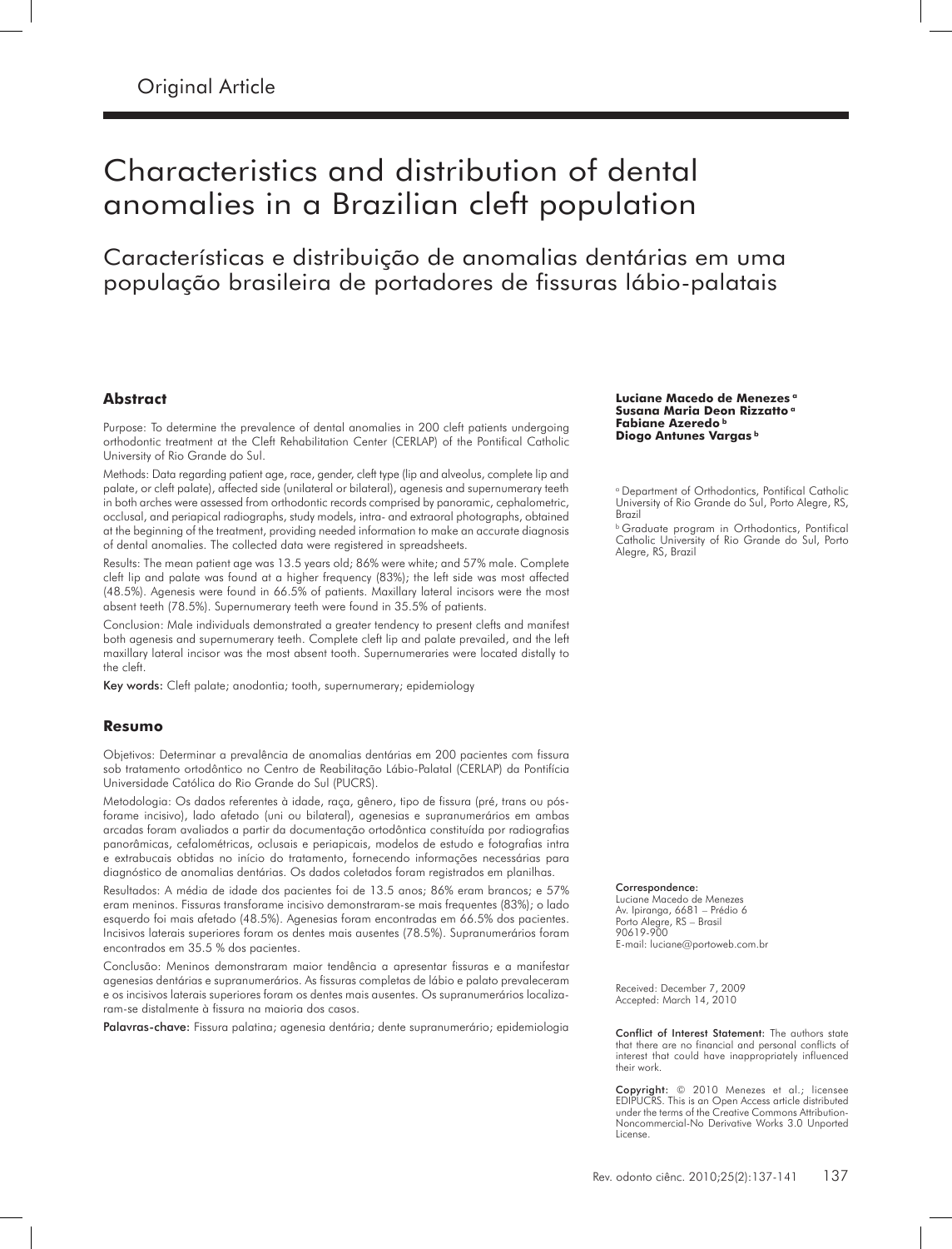Original Article

# Characteristics and distribution of dental anomalies in a Brazilian cleft population

## Características e distribuição de anomalias dentárias em uma população brasileira de portadores de fissuras lábio-palatais

**Luciane Macedo de Menezes** [a]
**Susana Maria Deon Rizzatto** [a]
**Fabiane Azeredo** [b]
**Diogo Antunes Vargas** [b]

[a] Department of Orthodontics, Pontifical Catholic University of Rio Grande do Sul, Porto Alegre, RS, Brazil

[b] Graduate program in Orthodontics, Pontifical Catholic University of Rio Grande do Sul, Porto Alegre, RS, Brazil

### Abstract

Purpose: To determine the prevalence of dental anomalies in 200 cleft patients undergoing orthodontic treatment at the Cleft Rehabilitation Center (CERLAP) of the Pontifical Catholic University of Rio Grande do Sul.

Methods: Data regarding patient age, race, gender, cleft type (lip and alveolus, complete lip and palate, or cleft palate), affected side (unilateral or bilateral), agenesis and supernumerary teeth in both arches were assessed from orthodontic records comprised by panoramic, cephalometric, occlusal, and periapical radiographs, study models, intra- and extraoral photographs, obtained at the beginning of the treatment, providing needed information to make an accurate diagnosis of dental anomalies. The collected data were registered in spreadsheets.

Results: The mean patient age was 13.5 years old; 86% were white; and 57% male. Complete cleft lip and palate was found at a higher frequency (83%); the left side was most affected (48.5%). Agenesis were found in 66.5% of patients. Maxillary lateral incisors were the most absent teeth (78.5%). Supernumerary teeth were found in 35.5% of patients.

Conclusion: Male individuals demonstrated a greater tendency to present clefts and manifest both agenesis and supernumerary teeth. Complete cleft lip and palate prevailed, and the left maxillary lateral incisor was the most absent tooth. Supernumeraries were located distally to the cleft.

**Key words:** Cleft palate; anodontia; tooth, supernumerary; epidemiology

### Resumo

Objetivos: Determinar a prevalência de anomalias dentárias em 200 pacientes com fissura sob tratamento ortodôntico no Centro de Reabilitação Lábio-Palatal (CERLAP) da Pontifícia Universidade Católica do Rio Grande do Sul (PUCRS).

Metodologia: Os dados referentes à idade, raça, gênero, tipo de fissura (pré, trans ou pós-forame incisivo), lado afetado (uni ou bilateral), agenesias e supranumerários em ambas arcadas foram avaliados a partir da documentação ortodôntica constituída por radiografias panorâmicas, cefalométricas, oclusais e periapicais, modelos de estudo e fotografias intra e extrabucais obtidas no início do tratamento, fornecendo informações necessárias para diagnóstico de anomalias dentárias. Os dados coletados foram registrados em planilhas.

Resultados: A média de idade dos pacientes foi de 13.5 anos; 86% eram brancos; e 57% eram meninos. Fissuras transforame incisivo demonstraram-se mais frequentes (83%); o lado esquerdo foi mais afetado (48.5%). Agenesias foram encontradas em 66.5% dos pacientes. Incisivos laterais superiores foram os dentes mais ausentes (78.5%). Supranumerários foram encontrados em 35.5 % dos pacientes.

Conclusão: Meninos demonstraram maior tendência a apresentar fissuras e a manifestar agenesias dentárias e supranumerários. As fissuras completas de lábio e palato prevaleceram e os incisivos laterais superiores foram os dentes mais ausentes. Os supranumerários localizaram-se distalmente à fissura na maioria dos casos.

**Palavras-chave:** Fissura palatina; agenesia dentária; dente supranumerário; epidemiologia

**Correspondence:**
Luciane Macedo de Menezes
Av. Ipiranga, 6681 – Prédio 6
Porto Alegre, RS – Brasil
90619-900
E-mail: luciane@portoweb.com.br

Received: December 7, 2009
Accepted: March 14, 2010

**Conflict of Interest Statement:** The authors state that there are no financial and personal conflicts of interest that could have inappropriately influenced their work.

**Copyright:** © 2010 Menezes et al.; licensee EDIPUCRS. This is an Open Access article distributed under the terms of the Creative Commons Attribution-Noncommercial-No Derivative Works 3.0 Unported License.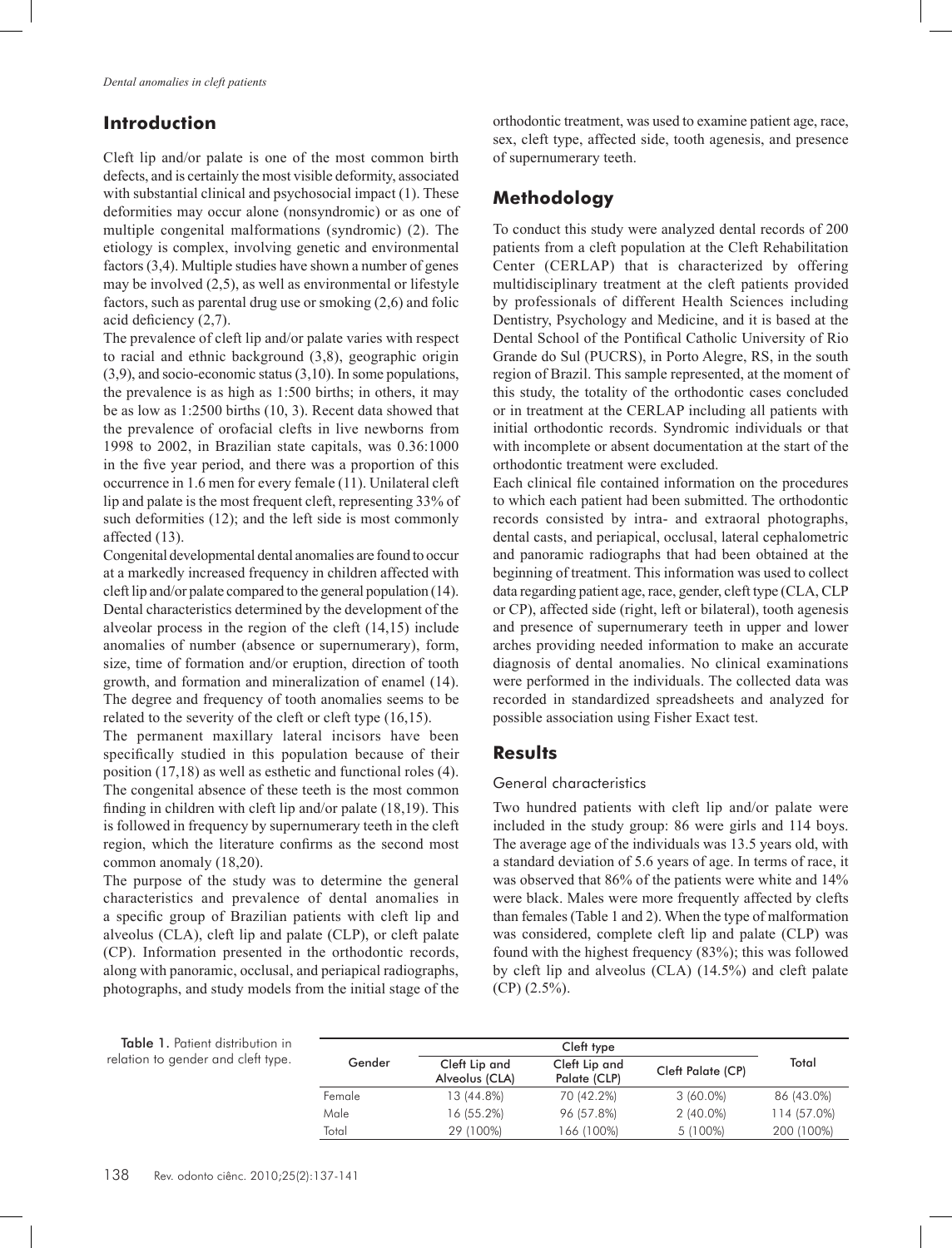## Introduction

Cleft lip and/or palate is one of the most common birth defects, and is certainly the most visible deformity, associated with substantial clinical and psychosocial impact (1). These deformities may occur alone (nonsyndromic) or as one of multiple congenital malformations (syndromic) (2). The etiology is complex, involving genetic and environmental factors (3,4). Multiple studies have shown a number of genes may be involved (2,5), as well as environmental or lifestyle factors, such as parental drug use or smoking (2,6) and folic acid deficiency (2,7).

The prevalence of cleft lip and/or palate varies with respect to racial and ethnic background (3,8), geographic origin (3,9), and socio-economic status (3,10). In some populations, the prevalence is as high as 1:500 births; in others, it may be as low as 1:2500 births (10, 3). Recent data showed that the prevalence of orofacial clefts in live newborns from 1998 to 2002, in Brazilian state capitals, was 0.36:1000 in the five year period, and there was a proportion of this occurrence in 1.6 men for every female (11). Unilateral cleft lip and palate is the most frequent cleft, representing 33% of such deformities (12); and the left side is most commonly affected (13).

Congenital developmental dental anomalies are found to occur at a markedly increased frequency in children affected with cleft lip and/or palate compared to the general population (14). Dental characteristics determined by the development of the alveolar process in the region of the cleft (14,15) include anomalies of number (absence or supernumerary), form, size, time of formation and/or eruption, direction of tooth growth, and formation and mineralization of enamel (14). The degree and frequency of tooth anomalies seems to be related to the severity of the cleft or cleft type (16,15).

The permanent maxillary lateral incisors have been specifically studied in this population because of their position (17,18) as well as esthetic and functional roles (4). The congenital absence of these teeth is the most common finding in children with cleft lip and/or palate (18,19). This is followed in frequency by supernumerary teeth in the cleft region, which the literature confirms as the second most common anomaly (18,20).

The purpose of the study was to determine the general characteristics and prevalence of dental anomalies in a specific group of Brazilian patients with cleft lip and alveolus (CLA), cleft lip and palate (CLP), or cleft palate (CP). Information presented in the orthodontic records, along with panoramic, occlusal, and periapical radiographs, photographs, and study models from the initial stage of the orthodontic treatment, was used to examine patient age, race, sex, cleft type, affected side, tooth agenesis, and presence of supernumerary teeth.

## Methodology

To conduct this study were analyzed dental records of 200 patients from a cleft population at the Cleft Rehabilitation Center (CERLAP) that is characterized by offering multidisciplinary treatment at the cleft patients provided by professionals of different Health Sciences including Dentistry, Psychology and Medicine, and it is based at the Dental School of the Pontifical Catholic University of Rio Grande do Sul (PUCRS), in Porto Alegre, RS, in the south region of Brazil. This sample represented, at the moment of this study, the totality of the orthodontic cases concluded or in treatment at the CERLAP including all patients with initial orthodontic records. Syndromic individuals or that with incomplete or absent documentation at the start of the orthodontic treatment were excluded.

Each clinical file contained information on the procedures to which each patient had been submitted. The orthodontic records consisted by intra- and extraoral photographs, dental casts, and periapical, occlusal, lateral cephalometric and panoramic radiographs that had been obtained at the beginning of treatment. This information was used to collect data regarding patient age, race, gender, cleft type (CLA, CLP or CP), affected side (right, left or bilateral), tooth agenesis and presence of supernumerary teeth in upper and lower arches providing needed information to make an accurate diagnosis of dental anomalies. No clinical examinations were performed in the individuals. The collected data was recorded in standardized spreadsheets and analyzed for possible association using Fisher Exact test.

## Results

### General characteristics

Two hundred patients with cleft lip and/or palate were included in the study group: 86 were girls and 114 boys. The average age of the individuals was 13.5 years old, with a standard deviation of 5.6 years of age. In terms of race, it was observed that 86% of the patients were white and 14% were black. Males were more frequently affected by clefts than females (Table 1 and 2). When the type of malformation was considered, complete cleft lip and palate (CLP) was found with the highest frequency (83%); this was followed by cleft lip and alveolus (CLA) (14.5%) and cleft palate (CP) (2.5%).

**Table 1.** Patient distribution in relation to gender and cleft type.

| Gender | Cleft type | | | Total |
|---|---|---|---|---|
| | Cleft Lip and Alveolus (CLA) | Cleft Lip and Palate (CLP) | Cleft Palate (CP) | |
| Female | 13 (44.8%) | 70 (42.2%) | 3 (60.0%) | 86 (43.0%) |
| Male | 16 (55.2%) | 96 (57.8%) | 2 (40.0%) | 114 (57.0%) |
| Total | 29 (100%) | 166 (100%) | 5 (100%) | 200 (100%) |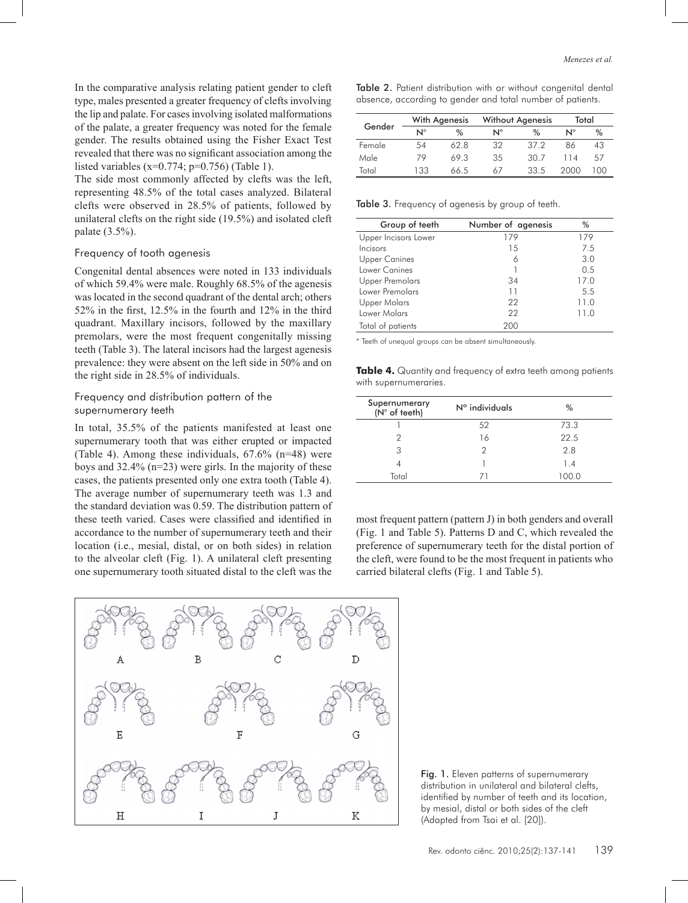In the comparative analysis relating patient gender to cleft type, males presented a greater frequency of clefts involving the lip and palate. For cases involving isolated malformations of the palate, a greater frequency was noted for the female gender. The results obtained using the Fisher Exact Test revealed that there was no significant association among the listed variables (x=0.774; p=0.756) (Table 1).

The side most commonly affected by clefts was the left, representing 48.5% of the total cases analyzed. Bilateral clefts were observed in 28.5% of patients, followed by unilateral clefts on the right side (19.5%) and isolated cleft palate (3.5%).

## Frequency of tooth agenesis

Congenital dental absences were noted in 133 individuals of which 59.4% were male. Roughly 68.5% of the agenesis was located in the second quadrant of the dental arch; others 52% in the first, 12.5% in the fourth and 12% in the third quadrant. Maxillary incisors, followed by the maxillary premolars, were the most frequent congenitally missing teeth (Table 3). The lateral incisors had the largest agenesis prevalence: they were absent on the left side in 50% and on the right side in 28.5% of individuals.

## Frequency and distribution pattern of the supernumerary teeth

In total, 35.5% of the patients manifested at least one supernumerary tooth that was either erupted or impacted (Table 4). Among these individuals, 67.6% (n=48) were boys and 32.4% (n=23) were girls. In the majority of these cases, the patients presented only one extra tooth (Table 4). The average number of supernumerary teeth was 1.3 and the standard deviation was 0.59. The distribution pattern of these teeth varied. Cases were classified and identified in accordance to the number of supernumerary teeth and their location (i.e., mesial, distal, or on both sides) in relation to the alveolar cleft (Fig. 1). A unilateral cleft presenting one supernumerary tooth situated distal to the cleft was the most frequent pattern (pattern J) in both genders and overall (Fig. 1 and Table 5). Patterns D and C, which revealed the preference of supernumerary teeth for the distal portion of the cleft, were found to be the most frequent in patients who carried bilateral clefts (Fig. 1 and Table 5).

Table 2. Patient distribution with or without congenital dental absence, according to gender and total number of patients.

| Gender | With Agenesis | | Without Agenesis | | Total | |
|---|---|---|---|---|---|---|
| | N° | % | N° | % | N° | % |
| Female | 54 | 62.8 | 32 | 37.2 | 86 | 43 |
| Male | 79 | 69.3 | 35 | 30.7 | 114 | 57 |
| Total | 133 | 66.5 | 67 | 33.5 | 2000 | 100 |

Table 3. Frequency of agenesis by group of teeth.

| Group of teeth | Number of agenesis | % |
|---|---|---|
| Upper Incisors Lower | 179 | 179 |
| Incisors | 15 | 7.5 |
| Upper Canines | 6 | 3.0 |
| Lower Canines | 1 | 0.5 |
| Upper Premolars | 34 | 17.0 |
| Lower Premolars | 11 | 5.5 |
| Upper Molars | 22 | 11.0 |
| Lower Molars | 22 | 11.0 |
| Total of patients | 200 | |

\* Teeth of unequal groups can be absent simultaneously.

**Table 4.** Quantity and frequency of extra teeth among patients with supernumeraries.

| Supernumerary (N° of teeth) | N° individuals | % |
|---|---|---|
| 1 | 52 | 73.3 |
| 2 | 16 | 22.5 |
| 3 | 2 | 2.8 |
| 4 | 1 | 1.4 |
| Total | 71 | 100.0 |

Fig. 1. Eleven patterns of supernumerary distribution in unilateral and bilateral clefts, identified by number of teeth and its location, by mesial, distal or both sides of the cleft (Adapted from Tsai et al. [20]).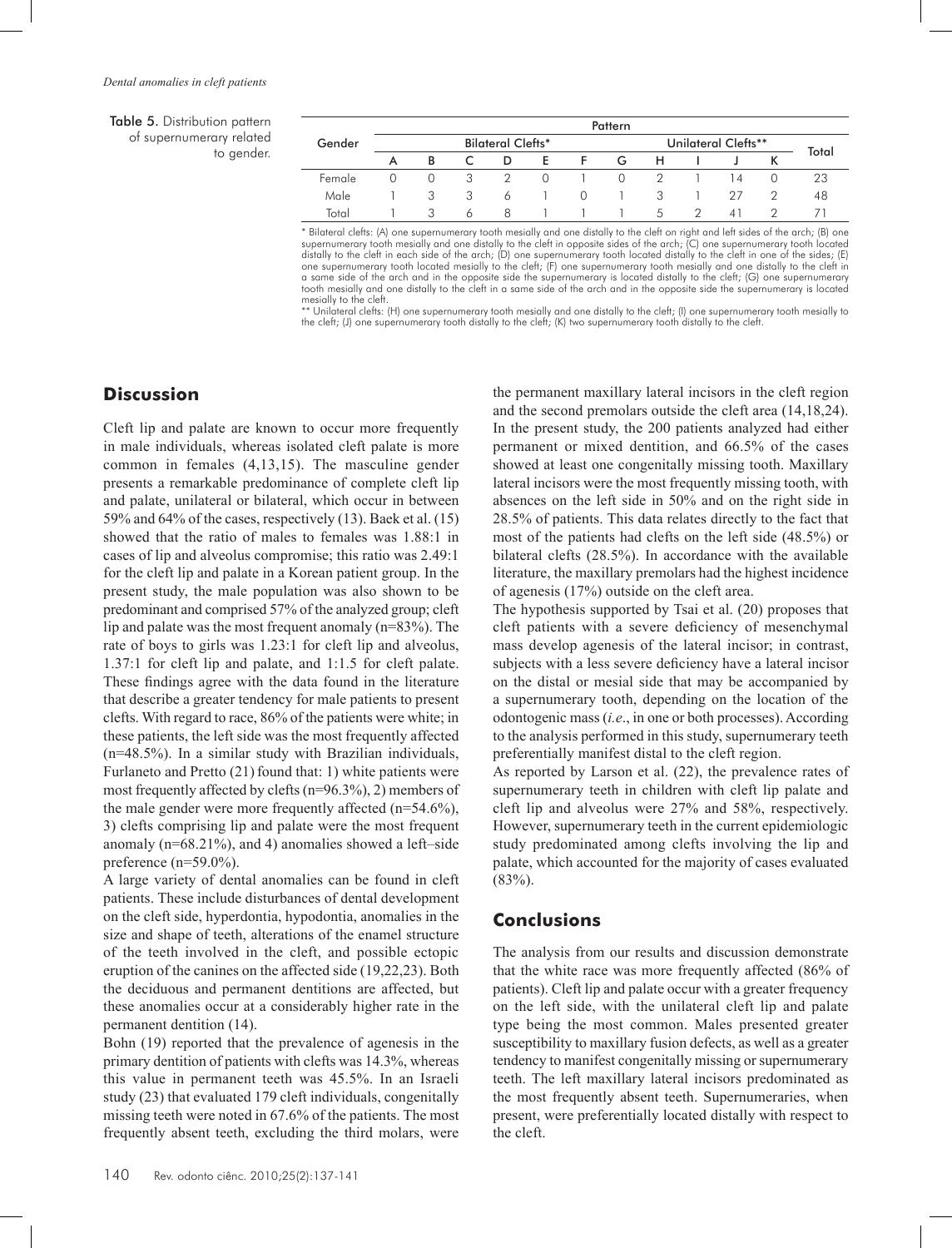**Table 5.** Distribution pattern of supernumerary related to gender.

| Gender | Pattern | | | | | | | | | | | Total |
|---|---|---|---|---|---|---|---|---|---|---|---|---|
| | Bilateral Clefts* | | | | | | | Unilateral Clefts** | | | | |
| | A | B | C | D | E | F | G | H | I | J | K | |
| Female | 0 | 0 | 3 | 2 | 0 | 1 | 0 | 2 | 1 | 14 | 0 | 23 |
| Male | 1 | 3 | 3 | 6 | 1 | 0 | 1 | 3 | 1 | 27 | 2 | 48 |
| Total | 1 | 3 | 6 | 8 | 1 | 1 | 1 | 5 | 2 | 41 | 2 | 71 |

\* Bilateral clefts: (A) one supernumerary tooth mesially and one distally to the cleft on right and left sides of the arch; (B) one supernumerary tooth mesially and one distally to the cleft in opposite sides of the arch; (C) one supernumerary tooth located distally to the cleft in each side of the arch; (D) one supernumerary tooth located distally to the cleft in one of the sides; (E) one supernumerary tooth located mesially to the cleft; (F) one supernumerary tooth mesially and one distally to the cleft in a same side of the arch and in the opposite side the supernumerary is located distally to the cleft; (G) one supernumerary tooth mesially and one distally to the cleft in a same side of the arch and in the opposite side the supernumerary is located mesially to the cleft.

\*\* Unilateral clefts: (H) one supernumerary tooth mesially and one distally to the cleft; (I) one supernumerary tooth mesially to the cleft; (J) one supernumerary tooth distally to the cleft; (K) two supernumerary tooth distally to the cleft.

## Discussion

Cleft lip and palate are known to occur more frequently in male individuals, whereas isolated cleft palate is more common in females (4,13,15). The masculine gender presents a remarkable predominance of complete cleft lip and palate, unilateral or bilateral, which occur in between 59% and 64% of the cases, respectively (13). Baek et al. (15) showed that the ratio of males to females was 1.88:1 in cases of lip and alveolus compromise; this ratio was 2.49:1 for the cleft lip and palate in a Korean patient group. In the present study, the male population was also shown to be predominant and comprised 57% of the analyzed group; cleft lip and palate was the most frequent anomaly (n=83%). The rate of boys to girls was 1.23:1 for cleft lip and alveolus, 1.37:1 for cleft lip and palate, and 1:1.5 for cleft palate. These findings agree with the data found in the literature that describe a greater tendency for male patients to present clefts. With regard to race, 86% of the patients were white; in these patients, the left side was the most frequently affected (n=48.5%). In a similar study with Brazilian individuals, Furlaneto and Pretto (21) found that: 1) white patients were most frequently affected by clefts (n=96.3%), 2) members of the male gender were more frequently affected (n=54.6%), 3) clefts comprising lip and palate were the most frequent anomaly (n=68.21%), and 4) anomalies showed a left–side preference (n=59.0%).

A large variety of dental anomalies can be found in cleft patients. These include disturbances of dental development on the cleft side, hyperdontia, hypodontia, anomalies in the size and shape of teeth, alterations of the enamel structure of the teeth involved in the cleft, and possible ectopic eruption of the canines on the affected side (19,22,23). Both the deciduous and permanent dentitions are affected, but these anomalies occur at a considerably higher rate in the permanent dentition (14).

Bohn (19) reported that the prevalence of agenesis in the primary dentition of patients with clefts was 14.3%, whereas this value in permanent teeth was 45.5%. In an Israeli study (23) that evaluated 179 cleft individuals, congenitally missing teeth were noted in 67.6% of the patients. The most frequently absent teeth, excluding the third molars, were the permanent maxillary lateral incisors in the cleft region and the second premolars outside the cleft area (14,18,24). In the present study, the 200 patients analyzed had either permanent or mixed dentition, and 66.5% of the cases showed at least one congenitally missing tooth. Maxillary lateral incisors were the most frequently missing tooth, with absences on the left side in 50% and on the right side in 28.5% of patients. This data relates directly to the fact that most of the patients had clefts on the left side (48.5%) or bilateral clefts (28.5%). In accordance with the available literature, the maxillary premolars had the highest incidence of agenesis (17%) outside on the cleft area.

The hypothesis supported by Tsai et al. (20) proposes that cleft patients with a severe deficiency of mesenchymal mass develop agenesis of the lateral incisor; in contrast, subjects with a less severe deficiency have a lateral incisor on the distal or mesial side that may be accompanied by a supernumerary tooth, depending on the location of the odontogenic mass (*i.e*., in one or both processes). According to the analysis performed in this study, supernumerary teeth preferentially manifest distal to the cleft region.

As reported by Larson et al. (22), the prevalence rates of supernumerary teeth in children with cleft lip palate and cleft lip and alveolus were 27% and 58%, respectively. However, supernumerary teeth in the current epidemiologic study predominated among clefts involving the lip and palate, which accounted for the majority of cases evaluated (83%).

## Conclusions

The analysis from our results and discussion demonstrate that the white race was more frequently affected (86% of patients). Cleft lip and palate occur with a greater frequency on the left side, with the unilateral cleft lip and palate type being the most common. Males presented greater susceptibility to maxillary fusion defects, as well as a greater tendency to manifest congenitally missing or supernumerary teeth. The left maxillary lateral incisors predominated as the most frequently absent teeth. Supernumeraries, when present, were preferentially located distally with respect to the cleft.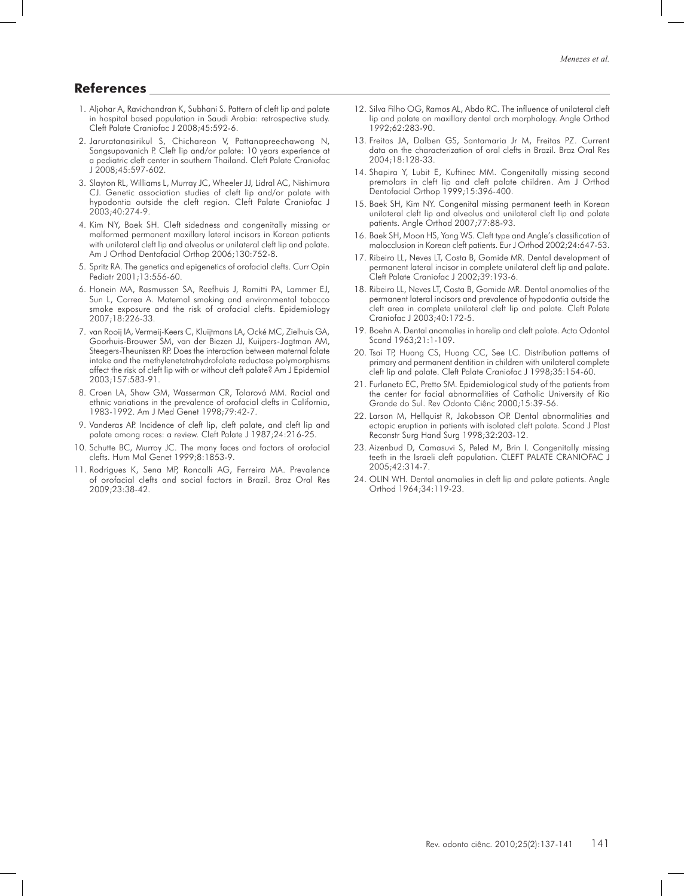## References

1. Aljohar A, Ravichandran K, Subhani S. Pattern of cleft lip and palate in hospital based population in Saudi Arabia: retrospective study. Cleft Palate Craniofac J 2008;45:592-6.
2. Jaruratanasirikul S, Chichareon V, Pattanapreechawong N, Sangsupavanich P. Cleft lip and/or palate: 10 years experience at a pediatric cleft center in southern Thailand. Cleft Palate Craniofac J 2008;45:597-602.
3. Slayton RL, Williams L, Murray JC, Wheeler JJ, Lidral AC, Nishimura CJ. Genetic association studies of cleft lip and/or palate with hypodontia outside the cleft region. Cleft Palate Craniofac J 2003;40:274-9.
4. Kim NY, Baek SH. Cleft sidedness and congenitally missing or malformed permanent maxillary lateral incisors in Korean patients with unilateral cleft lip and alveolus or unilateral cleft lip and palate. Am J Orthod Dentofacial Orthop 2006;130:752-8.
5. Spritz RA. The genetics and epigenetics of orofacial clefts. Curr Opin Pediatr 2001;13:556-60.
6. Honein MA, Rasmussen SA, Reefhuis J, Romitti PA, Lammer EJ, Sun L, Correa A. Maternal smoking and environmental tobacco smoke exposure and the risk of orofacial clefts. Epidemiology 2007;18:226-33.
7. van Rooij IA, Vermeij-Keers C, Kluijtmans LA, Ocké MC, Zielhuis GA, Goorhuis-Brouwer SM, van der Biezen JJ, Kuijpers-Jagtman AM, Steegers-Theunissen RP. Does the interaction between maternal folate intake and the methylenetetrahydrofolate reductase polymorphisms affect the risk of cleft lip with or without cleft palate? Am J Epidemiol 2003;157:583-91.
8. Croen LA, Shaw GM, Wasserman CR, Tolarová MM. Racial and ethnic variations in the prevalence of orofacial clefts in California, 1983-1992. Am J Med Genet 1998;79:42-7.
9. Vanderas AP. Incidence of cleft lip, cleft palate, and cleft lip and palate among races: a review. Cleft Palate J 1987;24:216-25.
10. Schutte BC, Murray JC. The many faces and factors of orofacial clefts. Hum Mol Genet 1999;8:1853-9.
11. Rodrigues K, Sena MP, Roncalli AG, Ferreira MA. Prevalence of orofacial clefts and social factors in Brazil. Braz Oral Res 2009;23:38-42.
12. Silva Filho OG, Ramos AL, Abdo RC. The influence of unilateral cleft lip and palate on maxillary dental arch morphology. Angle Orthod 1992;62:283-90.
13. Freitas JA, Dalben GS, Santamaria Jr M, Freitas PZ. Current data on the characterization of oral clefts in Brazil. Braz Oral Res 2004;18:128-33.
14. Shapira Y, Lubit E, Kuftinec MM. Congenitally missing second premolars in cleft lip and cleft palate children. Am J Orthod Dentofacial Orthop 1999;15:396-400.
15. Baek SH, Kim NY. Congenital missing permanent teeth in Korean unilateral cleft lip and alveolus and unilateral cleft lip and palate patients. Angle Orthod 2007;77:88-93.
16. Baek SH, Moon HS, Yang WS. Cleft type and Angle's classification of malocclusion in Korean cleft patients. Eur J Orthod 2002;24:647-53.
17. Ribeiro LL, Neves LT, Costa B, Gomide MR. Dental development of permanent lateral incisor in complete unilateral cleft lip and palate. Cleft Palate Craniofac J 2002;39:193-6.
18. Ribeiro LL, Neves LT, Costa B, Gomide MR. Dental anomalies of the permanent lateral incisors and prevalence of hypodontia outside the cleft area in complete unilateral cleft lip and palate. Cleft Palate Craniofac J 2003;40:172-5.
19. Boehn A. Dental anomalies in harelip and cleft palate. Acta Odontol Scand 1963;21:1-109.
20. Tsai TP, Huang CS, Huang CC, See LC. Distribution patterns of primary and permanent dentition in children with unilateral complete cleft lip and palate. Cleft Palate Craniofac J 1998;35:154-60.
21. Furlaneto EC, Pretto SM. Epidemiological study of the patients from the center for facial abnormalities of Catholic University of Rio Grande do Sul. Rev Odonto Ciênc 2000;15:39-56.
22. Larson M, Hellquist R, Jakobsson OP. Dental abnormalities and ectopic eruption in patients with isolated cleft palate. Scand J Plast Reconstr Surg Hand Surg 1998;32:203-12.
23. Aizenbud D, Camasuvi S, Peled M, Brin I. Congenitally missing teeth in the Israeli cleft population. CLEFT PALATE CRANIOFAC J 2005;42:314-7.
24. OLIN WH. Dental anomalies in cleft lip and palate patients. Angle Orthod 1964;34:119-23.